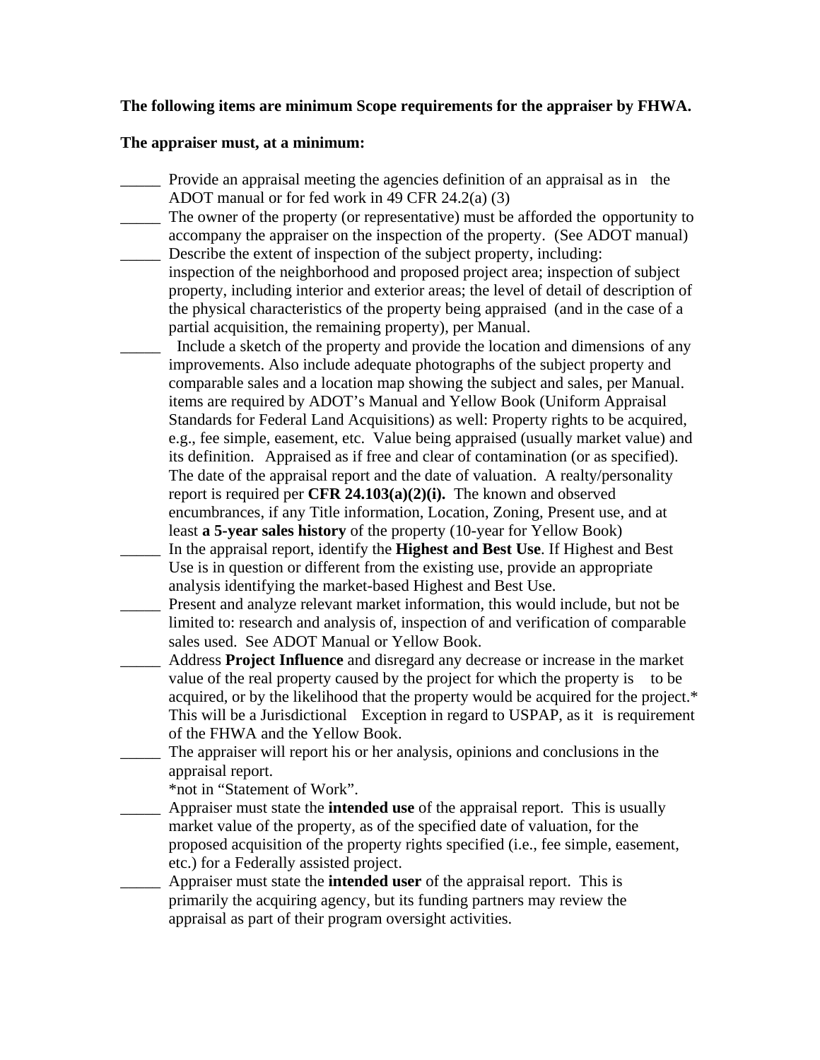**The following items are minimum Scope requirements for the appraiser by FHWA.**

**The appraiser must, at a minimum:**

_____ Provide an appraisal meeting the agencies definition of an appraisal as in the ADOT manual or for fed work in 49 CFR 24.2(a) (3)

_____ The owner of the property (or representative) must be afforded the opportunity to accompany the appraiser on the inspection of the property. (See ADOT manual)

_____ Describe the extent of inspection of the subject property, including: inspection of the neighborhood and proposed project area; inspection of subject property, including interior and exterior areas; the level of detail of description of the physical characteristics of the property being appraised (and in the case of a partial acquisition, the remaining property), per Manual.

_____ Include a sketch of the property and provide the location and dimensions of any improvements. Also include adequate photographs of the subject property and comparable sales and a location map showing the subject and sales, per Manual. items are required by ADOT's Manual and Yellow Book (Uniform Appraisal Standards for Federal Land Acquisitions) as well: Property rights to be acquired, e.g., fee simple, easement, etc. Value being appraised (usually market value) and its definition. Appraised as if free and clear of contamination (or as specified). The date of the appraisal report and the date of valuation. A realty/personality report is required per **CFR 24.103(a)(2)(i).** The known and observed encumbrances, if any Title information, Location, Zoning, Present use, and at least **a 5-year sales history** of the property (10-year for Yellow Book)

_____ In the appraisal report, identify the **Highest and Best Use**. If Highest and Best Use is in question or different from the existing use, provide an appropriate analysis identifying the market-based Highest and Best Use.

_____ Present and analyze relevant market information, this would include, but not be limited to: research and analysis of, inspection of and verification of comparable sales used. See ADOT Manual or Yellow Book.

_____ Address **Project Influence** and disregard any decrease or increase in the market value of the real property caused by the project for which the property is to be acquired, or by the likelihood that the property would be acquired for the project.* This will be a Jurisdictional Exception in regard to USPAP, as it is requirement of the FHWA and the Yellow Book.

_____ The appraiser will report his or her analysis, opinions and conclusions in the appraisal report.
*not in "Statement of Work".

_____ Appraiser must state the **intended use** of the appraisal report. This is usually market value of the property, as of the specified date of valuation, for the proposed acquisition of the property rights specified (i.e., fee simple, easement, etc.) for a Federally assisted project.

_____ Appraiser must state the **intended user** of the appraisal report. This is primarily the acquiring agency, but its funding partners may review the appraisal as part of their program oversight activities.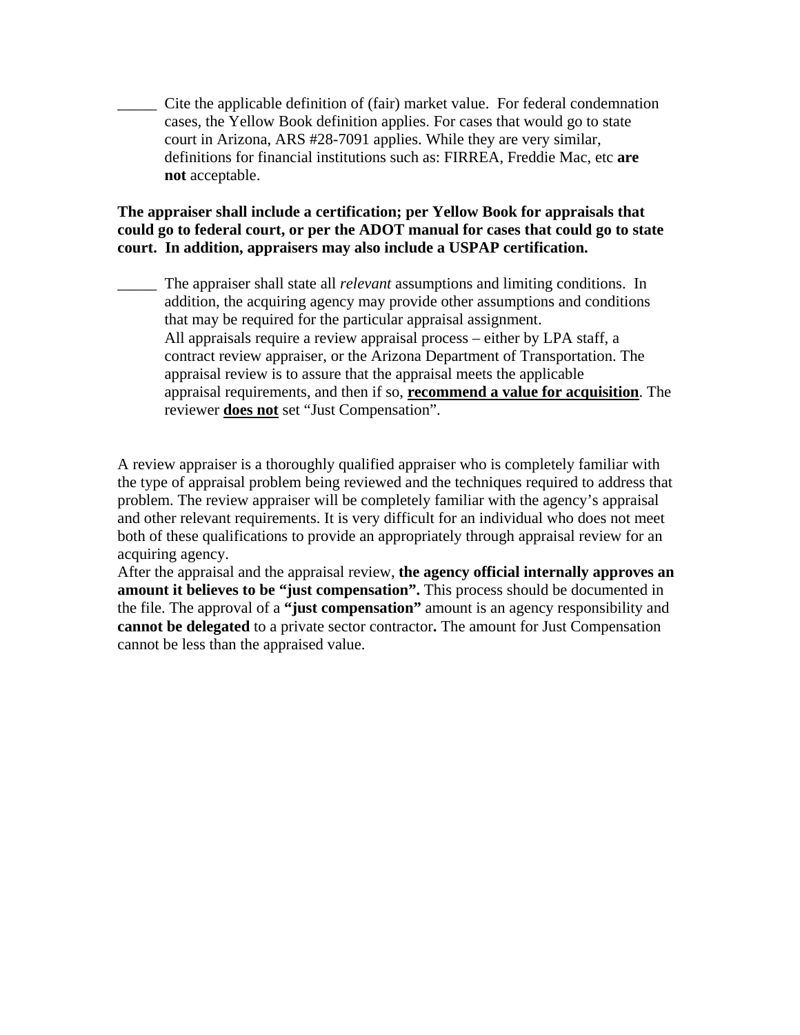_____ Cite the applicable definition of (fair) market value. For federal condemnation cases, the Yellow Book definition applies. For cases that would go to state court in Arizona, ARS #28-7091 applies. While they are very similar, definitions for financial institutions such as: FIRREA, Freddie Mac, etc **are not** acceptable.

**The appraiser shall include a certification; per Yellow Book for appraisals that could go to federal court, or per the ADOT manual for cases that could go to state court. In addition, appraisers may also include a USPAP certification.**

_____ The appraiser shall state all *relevant* assumptions and limiting conditions. In addition, the acquiring agency may provide other assumptions and conditions that may be required for the particular appraisal assignment.
All appraisals require a review appraisal process – either by LPA staff, a contract review appraiser, or the Arizona Department of Transportation. The appraisal review is to assure that the appraisal meets the applicable appraisal requirements, and then if so, **<u>recommend a value for acquisition</u>**. The reviewer **<u>does not</u>** set "Just Compensation".

A review appraiser is a thoroughly qualified appraiser who is completely familiar with the type of appraisal problem being reviewed and the techniques required to address that problem. The review appraiser will be completely familiar with the agency's appraisal and other relevant requirements. It is very difficult for an individual who does not meet both of these qualifications to provide an appropriately through appraisal review for an acquiring agency.
After the appraisal and the appraisal review, **the agency official internally approves an amount it believes to be "just compensation".** This process should be documented in the file. The approval of a **"just compensation"** amount is an agency responsibility and **cannot be delegated** to a private sector contractor**.** The amount for Just Compensation cannot be less than the appraised value.